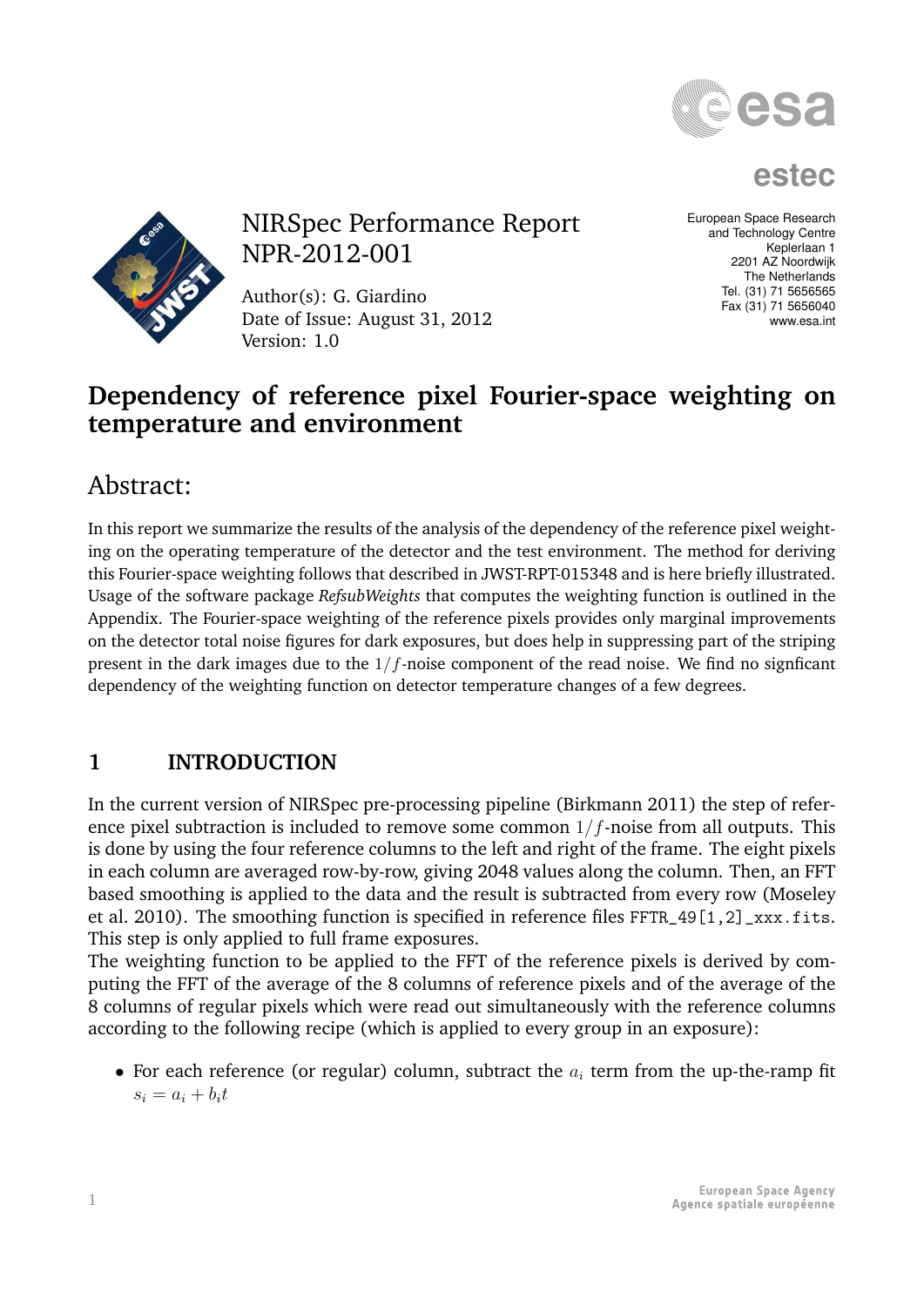# NIRSpec Performance Report NPR-2012-001

Author(s): G. Giardino
Date of Issue: August 31, 2012
Version: 1.0

European Space Research and Technology Centre
Keplerlaan 1
2201 AZ Noordwijk
The Netherlands
Tel. (31) 71 5656565
Fax (31) 71 5656040
www.esa.int

# Dependency of reference pixel Fourier-space weighting on temperature and environment

## Abstract:

In this report we summarize the results of the analysis of the dependency of the reference pixel weighting on the operating temperature of the detector and the test environment. The method for deriving this Fourier-space weighting follows that described in JWST-RPT-015348 and is here briefly illustrated. Usage of the software package *RefsubWeights* that computes the weighting function is outlined in the Appendix. The Fourier-space weighting of the reference pixels provides only marginal improvements on the detector total noise figures for dark exposures, but does help in suppressing part of the striping present in the dark images due to the $1/f$-noise component of the read noise. We find no signficant dependency of the weighting function on detector temperature changes of a few degrees.

## 1 INTRODUCTION

In the current version of NIRSpec pre-processing pipeline (Birkmann 2011) the step of reference pixel subtraction is included to remove some common $1/f$-noise from all outputs. This is done by using the four reference columns to the left and right of the frame. The eight pixels in each column are averaged row-by-row, giving 2048 values along the column. Then, an FFT based smoothing is applied to the data and the result is subtracted from every row (Moseley et al. 2010). The smoothing function is specified in reference files `FFTR_49[1,2]_xxx.fits`. This step is only applied to full frame exposures.

The weighting function to be applied to the FFT of the reference pixels is derived by computing the FFT of the average of the 8 columns of reference pixels and of the average of the 8 columns of regular pixels which were read out simultaneously with the reference columns according to the following recipe (which is applied to every group in an exposure):

- For each reference (or regular) column, subtract the $a_i$ term from the up-the-ramp fit $s_i = a_i + b_i t$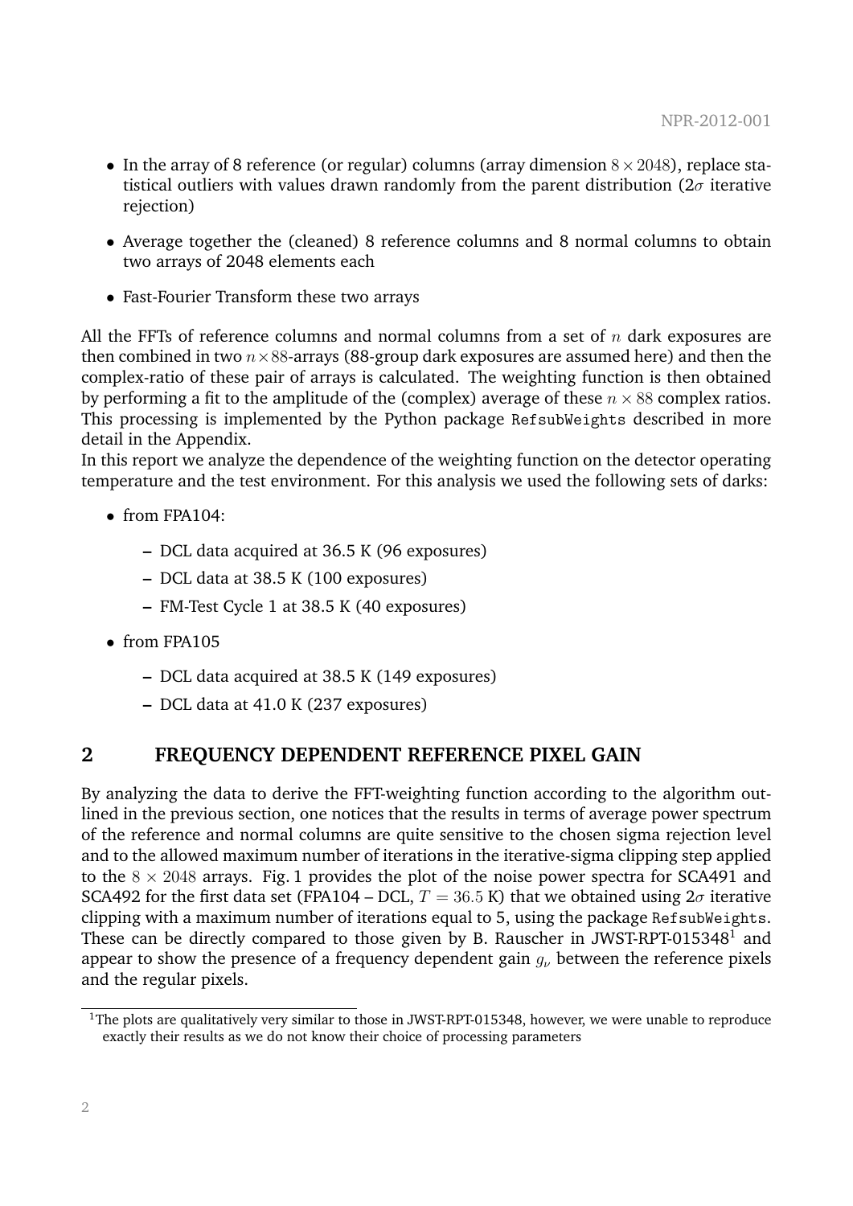- In the array of 8 reference (or regular) columns (array dimension $8 \times 2048$), replace statistical outliers with values drawn randomly from the parent distribution ($2\sigma$ iterative rejection)
- Average together the (cleaned) 8 reference columns and 8 normal columns to obtain two arrays of 2048 elements each
- Fast-Fourier Transform these two arrays

All the FFTs of reference columns and normal columns from a set of $n$ dark exposures are then combined in two $n \times 88$-arrays (88-group dark exposures are assumed here) and then the complex-ratio of these pair of arrays is calculated. The weighting function is then obtained by performing a fit to the amplitude of the (complex) average of these $n \times 88$ complex ratios. This processing is implemented by the Python package `RefsubWeights` described in more detail in the Appendix.

In this report we analyze the dependence of the weighting function on the detector operating temperature and the test environment. For this analysis we used the following sets of darks:

- from FPA104:
  - DCL data acquired at 36.5 K (96 exposures)
  - DCL data at 38.5 K (100 exposures)
  - FM-Test Cycle 1 at 38.5 K (40 exposures)
- from FPA105
  - DCL data acquired at 38.5 K (149 exposures)
  - DCL data at 41.0 K (237 exposures)

## 2 FREQUENCY DEPENDENT REFERENCE PIXEL GAIN

By analyzing the data to derive the FFT-weighting function according to the algorithm outlined in the previous section, one notices that the results in terms of average power spectrum of the reference and normal columns are quite sensitive to the chosen sigma rejection level and to the allowed maximum number of iterations in the iterative-sigma clipping step applied to the $8 \times 2048$ arrays. Fig. 1 provides the plot of the noise power spectra for SCA491 and SCA492 for the first data set (FPA104 – DCL, $T = 36.5$ K) that we obtained using $2\sigma$ iterative clipping with a maximum number of iterations equal to 5, using the package `RefsubWeights`. These can be directly compared to those given by B. Rauscher in JWST-RPT-015348[1] and appear to show the presence of a frequency dependent gain $g_\nu$ between the reference pixels and the regular pixels.

[1] The plots are qualitatively very similar to those in JWST-RPT-015348, however, we were unable to reproduce exactly their results as we do not know their choice of processing parameters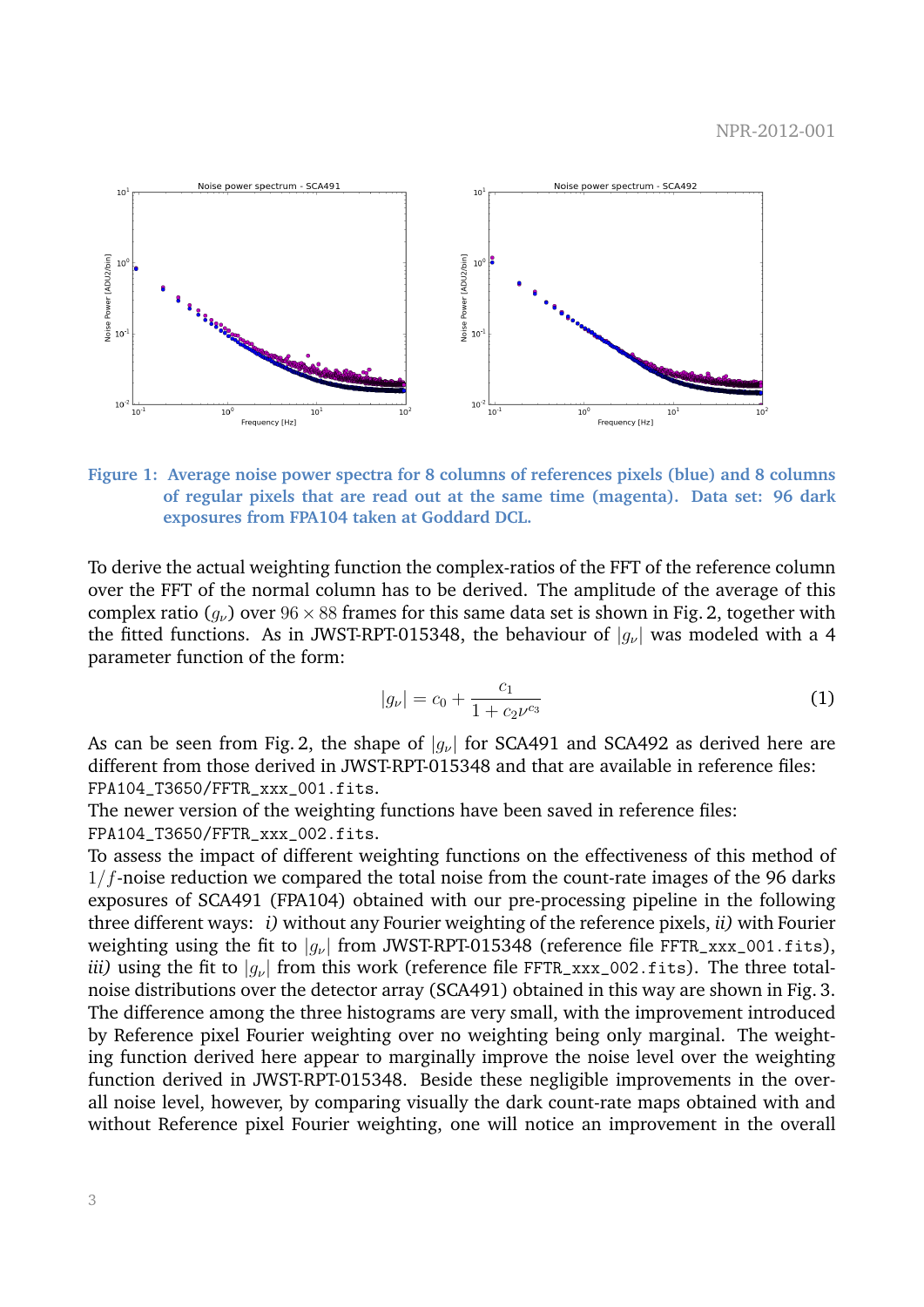**Figure 1: Average noise power spectra for 8 columns of references pixels (blue) and 8 columns of regular pixels that are read out at the same time (magenta). Data set: 96 dark exposures from FPA104 taken at Goddard DCL.**

To derive the actual weighting function the complex-ratios of the FFT of the reference column over the FFT of the normal column has to be derived. The amplitude of the average of this complex ratio ($g_\nu$) over $96 \times 88$ frames for this same data set is shown in Fig. 2, together with the fitted functions. As in JWST-RPT-015348, the behaviour of $|g_\nu|$ was modeled with a 4 parameter function of the form:

$$|g_\nu| = c_0 + \frac{c_1}{1 + c_2 \nu^{c_3}} \tag{1}$$

As can be seen from Fig. 2, the shape of $|g_\nu|$ for SCA491 and SCA492 as derived here are different from those derived in JWST-RPT-015348 and that are available in reference files: `FPA104_T3650/FFTR_xxx_001.fits`.

The newer version of the weighting functions have been saved in reference files: `FPA104_T3650/FFTR_xxx_002.fits`.

To assess the impact of different weighting functions on the effectiveness of this method of $1/f$-noise reduction we compared the total noise from the count-rate images of the 96 darks exposures of SCA491 (FPA104) obtained with our pre-processing pipeline in the following three different ways: *i)* without any Fourier weighting of the reference pixels, *ii)* with Fourier weighting using the fit to $|g_\nu|$ from JWST-RPT-015348 (reference file `FFTR_xxx_001.fits`), *iii)* using the fit to $|g_\nu|$ from this work (reference file `FFTR_xxx_002.fits`). The three total-noise distributions over the detector array (SCA491) obtained in this way are shown in Fig. 3. The difference among the three histograms are very small, with the improvement introduced by Reference pixel Fourier weighting over no weighting being only marginal. The weighting function derived here appear to marginally improve the noise level over the weighting function derived in JWST-RPT-015348. Beside these negligible improvements in the overall noise level, however, by comparing visually the dark count-rate maps obtained with and without Reference pixel Fourier weighting, one will notice an improvement in the overall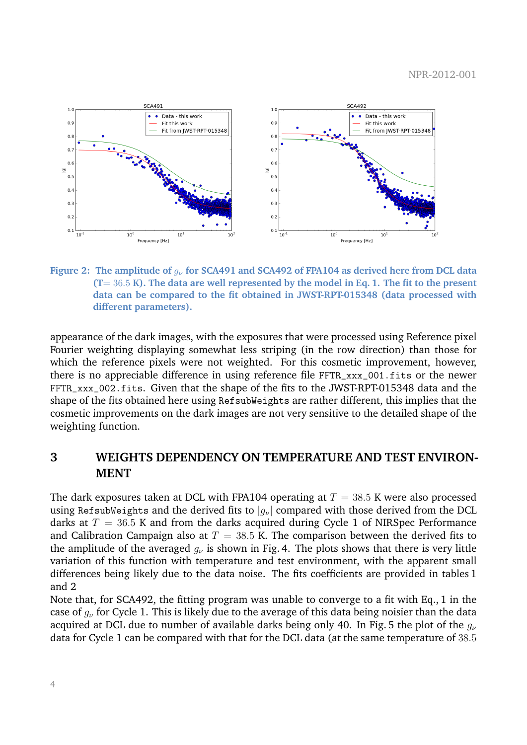Figure 2: The amplitude of $g_\nu$ for SCA491 and SCA492 of FPA104 as derived here from DCL data (T= $36.5$ K). The data are well represented by the model in Eq. 1. The fit to the present data can be compared to the fit obtained in JWST-RPT-015348 (data processed with different parameters).

appearance of the dark images, with the exposures that were processed using Reference pixel Fourier weighting displaying somewhat less striping (in the row direction) than those for which the reference pixels were not weighted. For this cosmetic improvement, however, there is no appreciable difference in using reference file `FFTR_xxx_001.fits` or the newer `FFTR_xxx_002.fits`. Given that the shape of the fits to the JWST-RPT-015348 data and the shape of the fits obtained here using `RefsubWeights` are rather different, this implies that the cosmetic improvements on the dark images are not very sensitive to the detailed shape of the weighting function.

# 3 WEIGHTS DEPENDENCY ON TEMPERATURE AND TEST ENVIRONMENT

The dark exposures taken at DCL with FPA104 operating at $T = 38.5$ K were also processed using `RefsubWeights` and the derived fits to $|g_\nu|$ compared with those derived from the DCL darks at $T = 36.5$ K and from the darks acquired during Cycle 1 of NIRSpec Performance and Calibration Campaign also at $T = 38.5$ K. The comparison between the derived fits to the amplitude of the averaged $g_\nu$ is shown in Fig. 4. The plots shows that there is very little variation of this function with temperature and test environment, with the apparent small differences being likely due to the data noise. The fits coefficients are provided in tables 1 and 2

Note that, for SCA492, the fitting program was unable to converge to a fit with Eq., 1 in the case of $g_\nu$ for Cycle 1. This is likely due to the average of this data being noisier than the data acquired at DCL due to number of available darks being only 40. In Fig. 5 the plot of the $g_\nu$ data for Cycle 1 can be compared with that for the DCL data (at the same temperature of $38.5$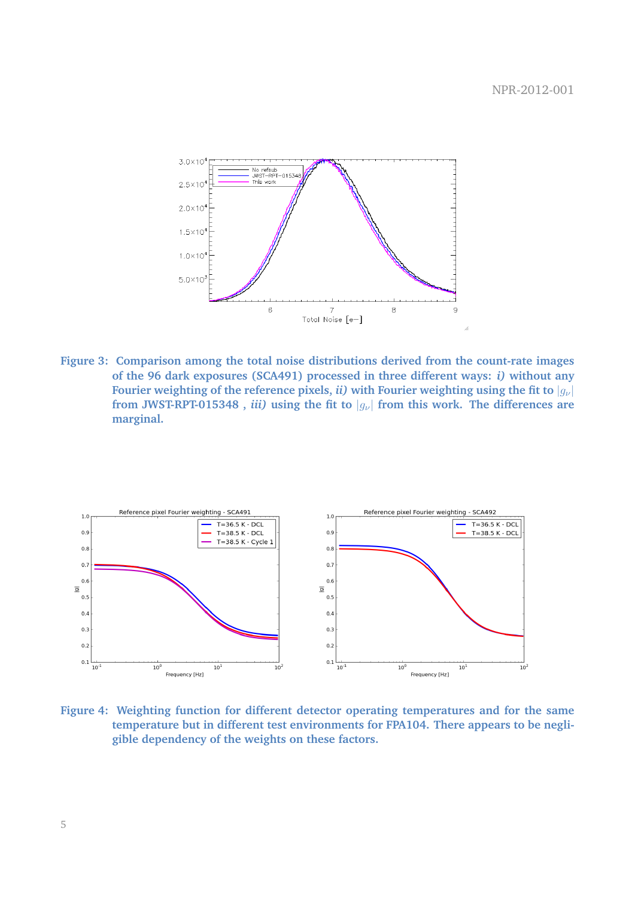**Figure 3: Comparison among the total noise distributions derived from the count-rate images of the 96 dark exposures (SCA491) processed in three different ways: *i)* without any Fourier weighting of the reference pixels, *ii)* with Fourier weighting using the fit to $|g_\nu|$ from JWST-RPT-015348 , *iii)* using the fit to $|g_\nu|$ from this work. The differences are marginal.**

**Figure 4: Weighting function for different detector operating temperatures and for the same temperature but in different test environments for FPA104. There appears to be negligible dependency of the weights on these factors.**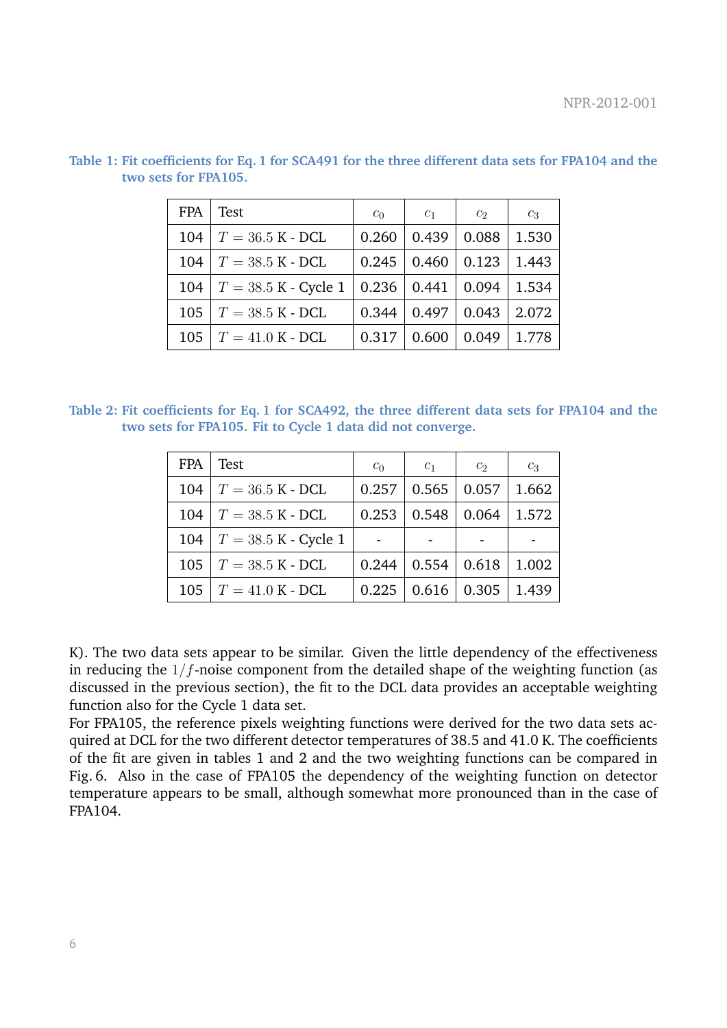**Table 1: Fit coefficients for Eq. 1 for SCA491 for the three different data sets for FPA104 and the two sets for FPA105.**

| FPA | Test | $c_0$ | $c_1$ | $c_2$ | $c_3$ |
|---|---|---|---|---|---|
| 104 | $T = 36.5$ K - DCL | 0.260 | 0.439 | 0.088 | 1.530 |
| 104 | $T = 38.5$ K - DCL | 0.245 | 0.460 | 0.123 | 1.443 |
| 104 | $T = 38.5$ K - Cycle 1 | 0.236 | 0.441 | 0.094 | 1.534 |
| 105 | $T = 38.5$ K - DCL | 0.344 | 0.497 | 0.043 | 2.072 |
| 105 | $T = 41.0$ K - DCL | 0.317 | 0.600 | 0.049 | 1.778 |

**Table 2: Fit coefficients for Eq. 1 for SCA492, the three different data sets for FPA104 and the two sets for FPA105. Fit to Cycle 1 data did not converge.**

| FPA | Test | $c_0$ | $c_1$ | $c_2$ | $c_3$ |
|---|---|---|---|---|---|
| 104 | $T = 36.5$ K - DCL | 0.257 | 0.565 | 0.057 | 1.662 |
| 104 | $T = 38.5$ K - DCL | 0.253 | 0.548 | 0.064 | 1.572 |
| 104 | $T = 38.5$ K - Cycle 1 | - | - | - | - |
| 105 | $T = 38.5$ K - DCL | 0.244 | 0.554 | 0.618 | 1.002 |
| 105 | $T = 41.0$ K - DCL | 0.225 | 0.616 | 0.305 | 1.439 |

K). The two data sets appear to be similar. Given the little dependency of the effectiveness in reducing the $1/f$-noise component from the detailed shape of the weighting function (as discussed in the previous section), the fit to the DCL data provides an acceptable weighting function also for the Cycle 1 data set.

For FPA105, the reference pixels weighting functions were derived for the two data sets acquired at DCL for the two different detector temperatures of 38.5 and 41.0 K. The coefficients of the fit are given in tables 1 and 2 and the two weighting functions can be compared in Fig. 6. Also in the case of FPA105 the dependency of the weighting function on detector temperature appears to be small, although somewhat more pronounced than in the case of FPA104.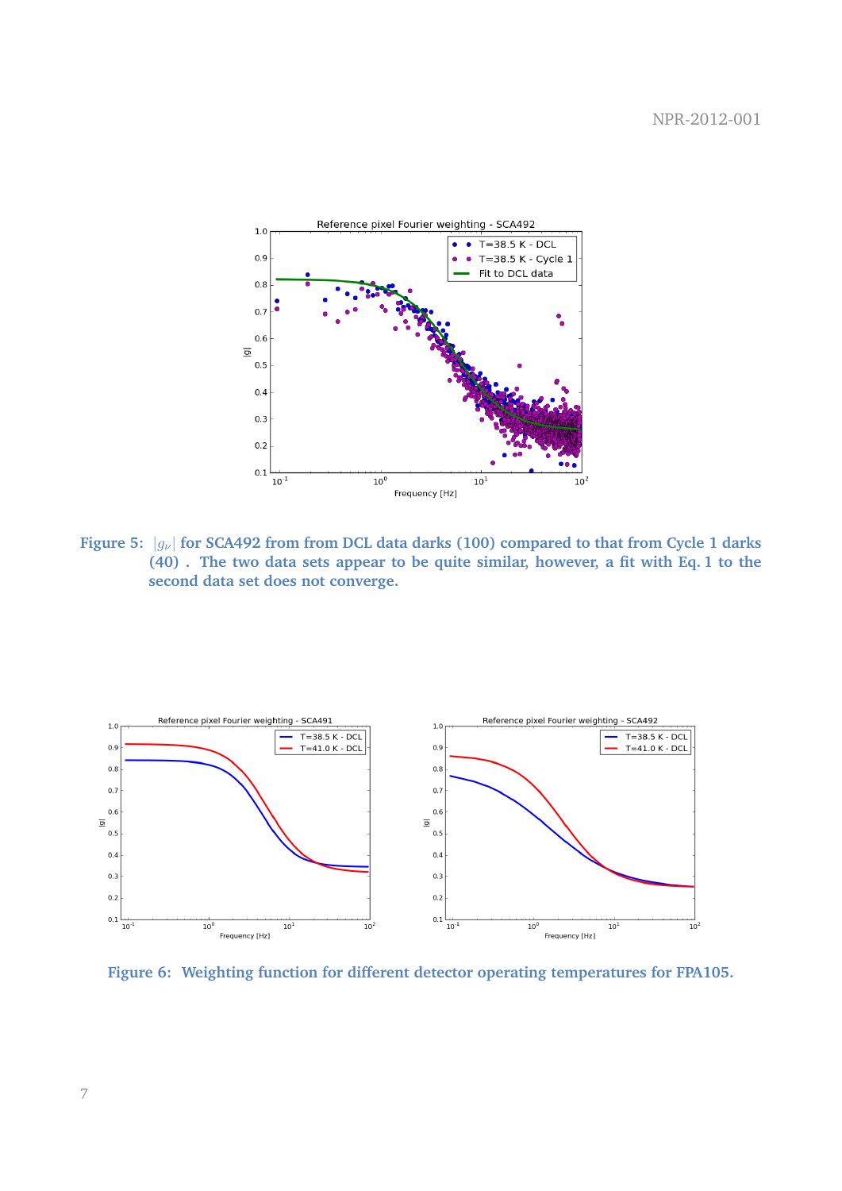**Figure 5:** $|g_\nu|$ **for SCA492 from from DCL data darks (100) compared to that from Cycle 1 darks (40) . The two data sets appear to be quite similar, however, a fit with Eq. 1 to the second data set does not converge.**

**Figure 6: Weighting function for different detector operating temperatures for FPA105.**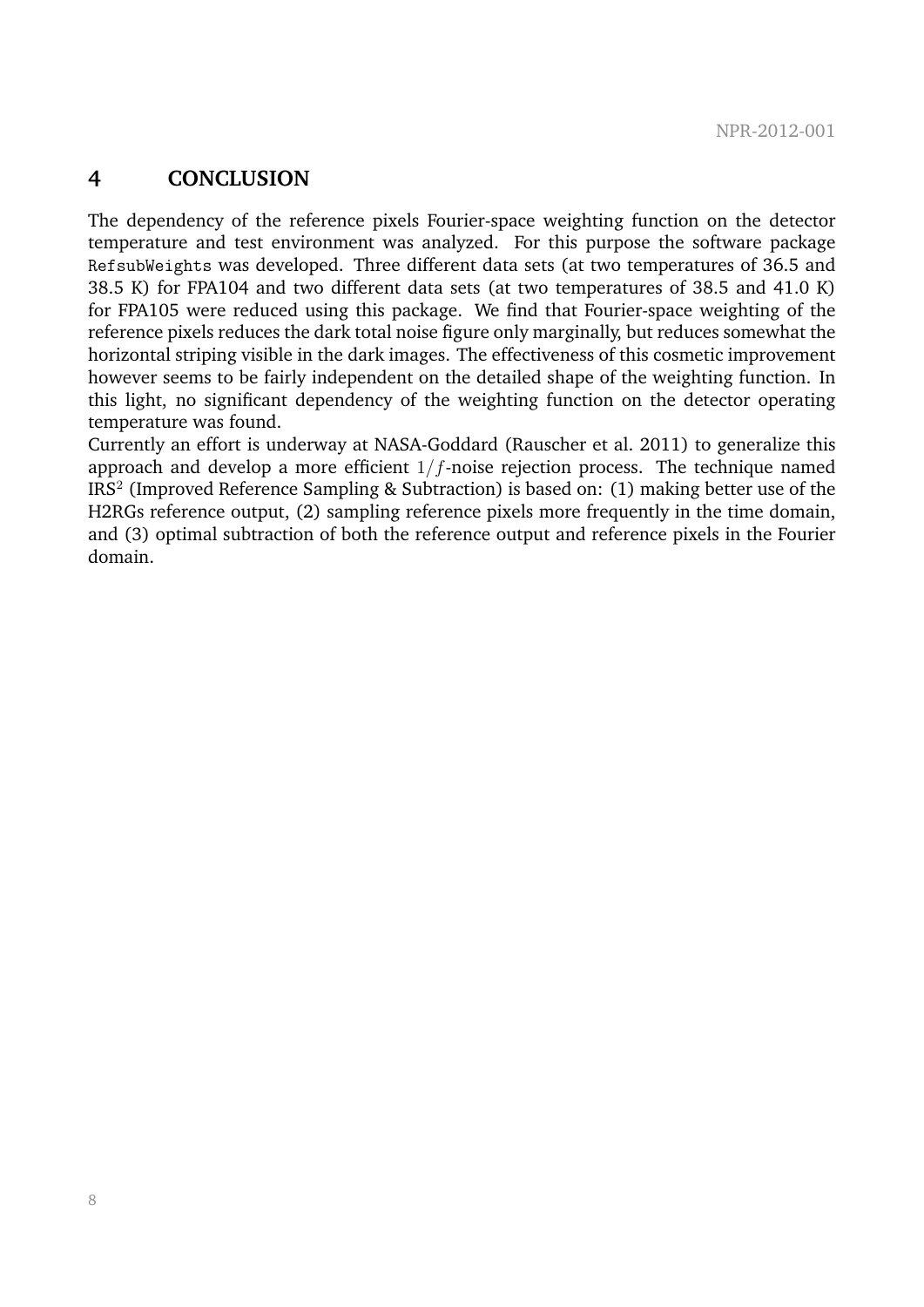## 4 CONCLUSION

The dependency of the reference pixels Fourier-space weighting function on the detector temperature and test environment was analyzed. For this purpose the software package `RefsubWeights` was developed. Three different data sets (at two temperatures of 36.5 and 38.5 K) for FPA104 and two different data sets (at two temperatures of 38.5 and 41.0 K) for FPA105 were reduced using this package. We find that Fourier-space weighting of the reference pixels reduces the dark total noise figure only marginally, but reduces somewhat the horizontal striping visible in the dark images. The effectiveness of this cosmetic improvement however seems to be fairly independent on the detailed shape of the weighting function. In this light, no significant dependency of the weighting function on the detector operating temperature was found.

Currently an effort is underway at NASA-Goddard (Rauscher et al. 2011) to generalize this approach and develop a more efficient $1/f$-noise rejection process. The technique named IRS$^2$ (Improved Reference Sampling & Subtraction) is based on: (1) making better use of the H2RGs reference output, (2) sampling reference pixels more frequently in the time domain, and (3) optimal subtraction of both the reference output and reference pixels in the Fourier domain.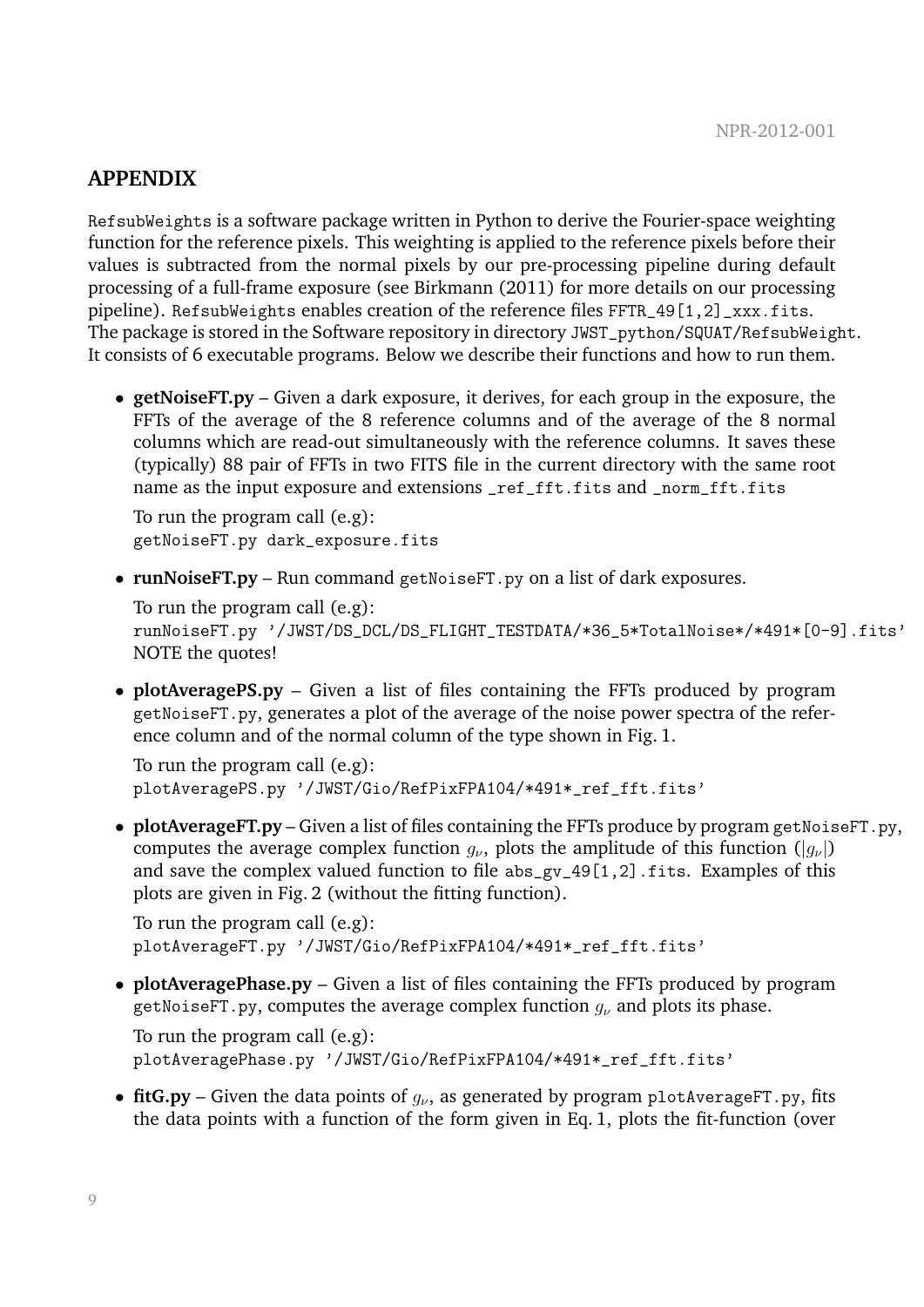## APPENDIX

RefsubWeights is a software package written in Python to derive the Fourier-space weighting function for the reference pixels. This weighting is applied to the reference pixels before their values is subtracted from the normal pixels by our pre-processing pipeline during default processing of a full-frame exposure (see Birkmann (2011) for more details on our processing pipeline). RefsubWeights enables creation of the reference files FFTR_49[1,2]_xxx.fits. The package is stored in the Software repository in directory JWST_python/SQUAT/RefsubWeight. It consists of 6 executable programs. Below we describe their functions and how to run them.

- **getNoiseFT.py** – Given a dark exposure, it derives, for each group in the exposure, the FFTs of the average of the 8 reference columns and of the average of the 8 normal columns which are read-out simultaneously with the reference columns. It saves these (typically) 88 pair of FFTs in two FITS file in the current directory with the same root name as the input exposure and extensions _ref_fft.fits and _norm_fft.fits

  To run the program call (e.g):
  `getNoiseFT.py dark_exposure.fits`

- **runNoiseFT.py** – Run command getNoiseFT.py on a list of dark exposures.

  To run the program call (e.g):
  `runNoiseFT.py '/JWST/DS_DCL/DS_FLIGHT_TESTDATA/*36_5*TotalNoise*/*491*[0-9].fits'`
  NOTE the quotes!

- **plotAveragePS.py** – Given a list of files containing the FFTs produced by program getNoiseFT.py, generates a plot of the average of the noise power spectra of the reference column and of the normal column of the type shown in Fig. 1.

  To run the program call (e.g):
  `plotAveragePS.py '/JWST/Gio/RefPixFPA104/*491*_ref_fft.fits'`

- **plotAverageFT.py** – Given a list of files containing the FFTs produce by program getNoiseFT.py, computes the average complex function $g_\nu$, plots the amplitude of this function ($|g_\nu|$) and save the complex valued function to file abs_gv_49[1,2].fits. Examples of this plots are given in Fig. 2 (without the fitting function).

  To run the program call (e.g):
  `plotAverageFT.py '/JWST/Gio/RefPixFPA104/*491*_ref_fft.fits'`

- **plotAveragePhase.py** – Given a list of files containing the FFTs produced by program getNoiseFT.py, computes the average complex function $g_\nu$ and plots its phase.

  To run the program call (e.g):
  `plotAveragePhase.py '/JWST/Gio/RefPixFPA104/*491*_ref_fft.fits'`

- **fitG.py** – Given the data points of $g_\nu$, as generated by program plotAverageFT.py, fits the data points with a function of the form given in Eq. 1, plots the fit-function (over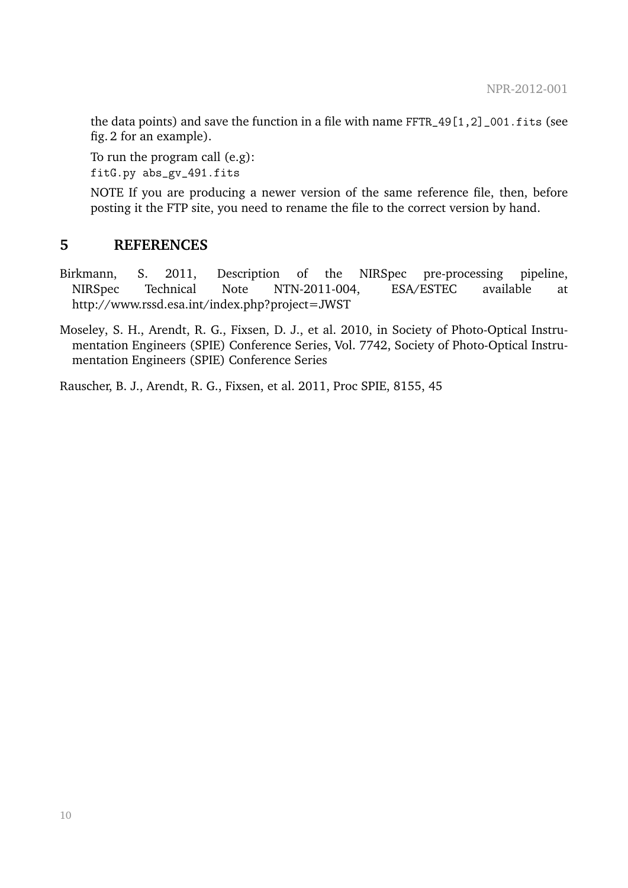the data points) and save the function in a file with name `FFTR_49[1,2]_001.fits` (see fig. 2 for an example).

To run the program call (e.g):
`fitG.py abs_gv_491.fits`

NOTE If you are producing a newer version of the same reference file, then, before posting it the FTP site, you need to rename the file to the correct version by hand.

# 5 REFERENCES

Birkmann, S. 2011, Description of the NIRSpec pre-processing pipeline, NIRSpec Technical Note NTN-2011-004, ESA/ESTEC available at http://www.rssd.esa.int/index.php?project=JWST

Moseley, S. H., Arendt, R. G., Fixsen, D. J., et al. 2010, in Society of Photo-Optical Instrumentation Engineers (SPIE) Conference Series, Vol. 7742, Society of Photo-Optical Instrumentation Engineers (SPIE) Conference Series

Rauscher, B. J., Arendt, R. G., Fixsen, et al. 2011, Proc SPIE, 8155, 45